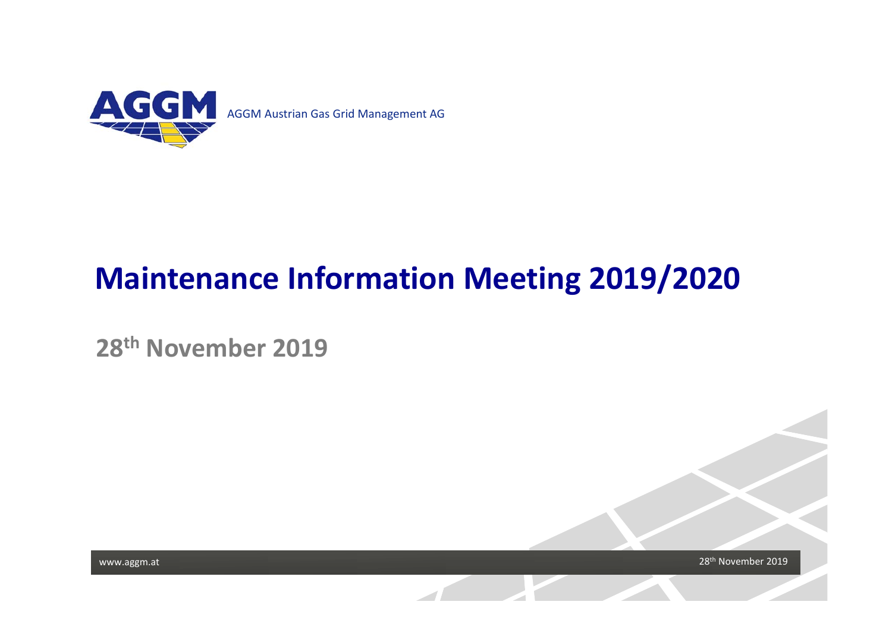AGGM Austrian Gas Grid Management AG

# Maintenance Information Meeting 2019/2020

## 28th November 2019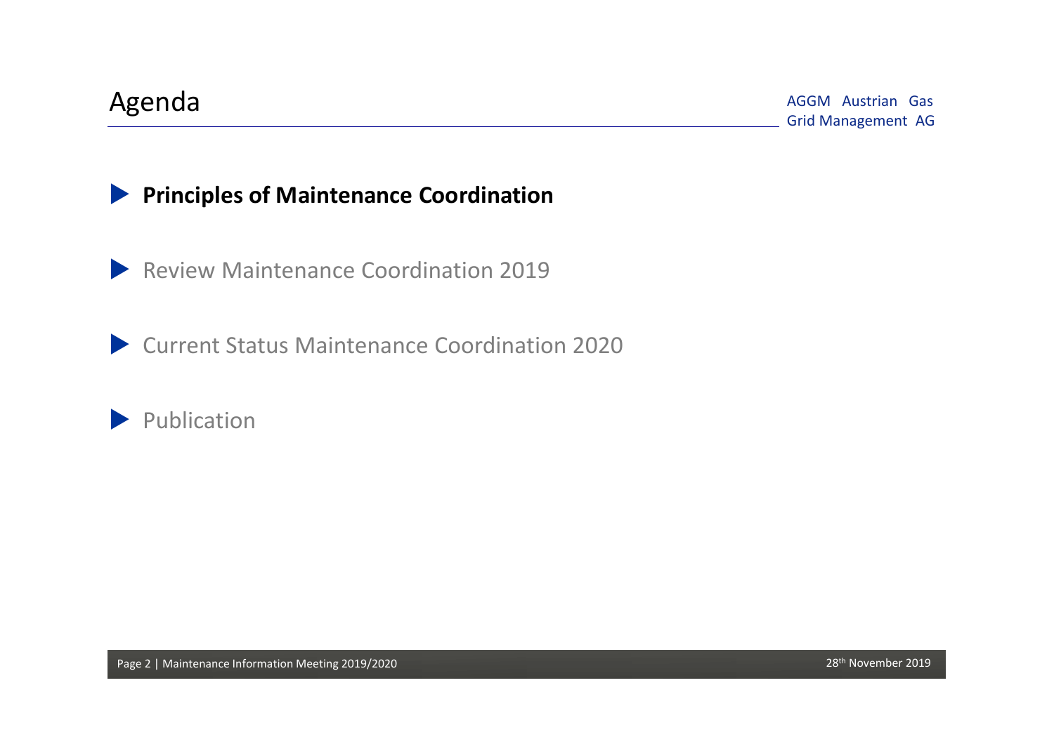# Agenda

AGGM Austrian Gas Grid Management AG

- **Principles of Maintenance Coordination**
- Review Maintenance Coordination 2019
- Current Status Maintenance Coordination 2020
- Publication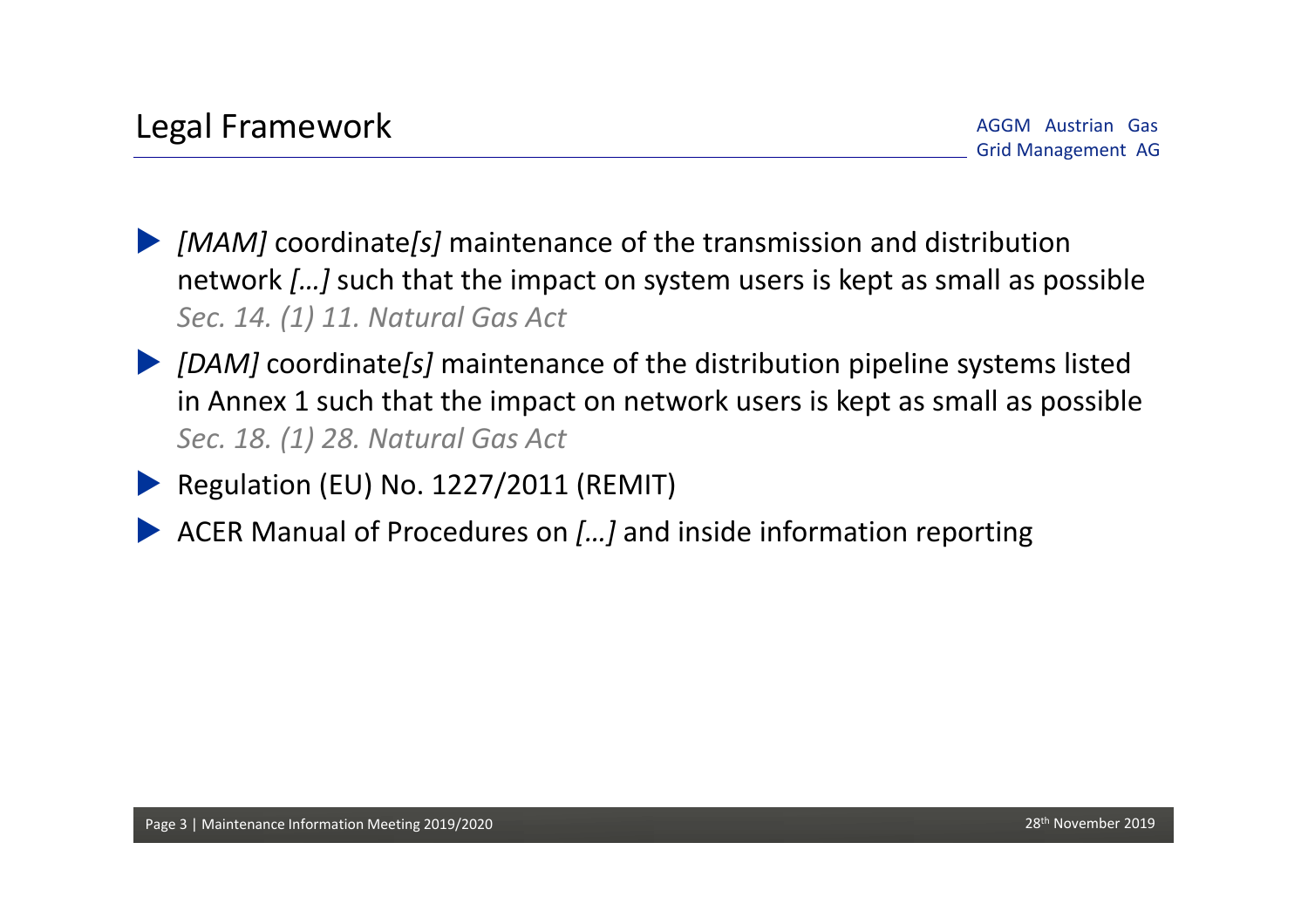## Legal Framework

- *[MAM]* coordinate*[s]* maintenance of the transmission and distribution network *[…]* such that the impact on system users is kept as small as possible  
  *Sec. 14. (1) 11. Natural Gas Act*
- *[DAM]* coordinate*[s]* maintenance of the distribution pipeline systems listed in Annex 1 such that the impact on network users is kept as small as possible  
  *Sec. 18. (1) 28. Natural Gas Act*
- Regulation (EU) No. 1227/2011 (REMIT)
- ACER Manual of Procedures on *[…]* and inside information reporting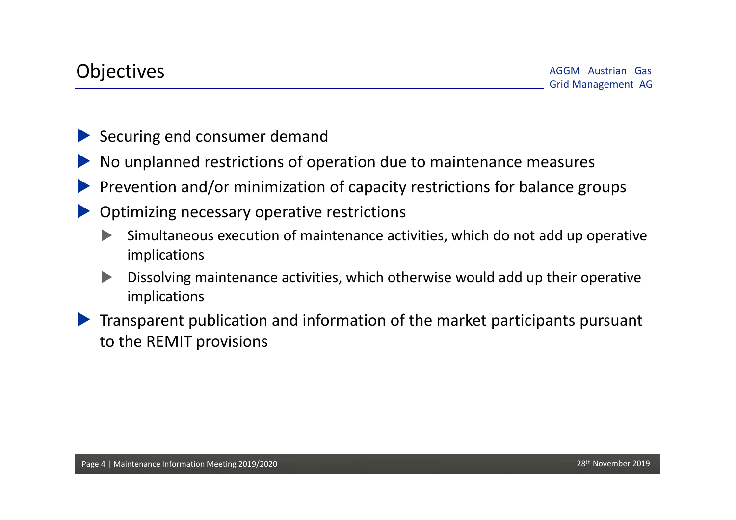# Objectives

- Securing end consumer demand
- No unplanned restrictions of operation due to maintenance measures
- Prevention and/or minimization of capacity restrictions for balance groups
- Optimizing necessary operative restrictions
  - Simultaneous execution of maintenance activities, which do not add up operative implications
  - Dissolving maintenance activities, which otherwise would add up their operative implications
- Transparent publication and information of the market participants pursuant to the REMIT provisions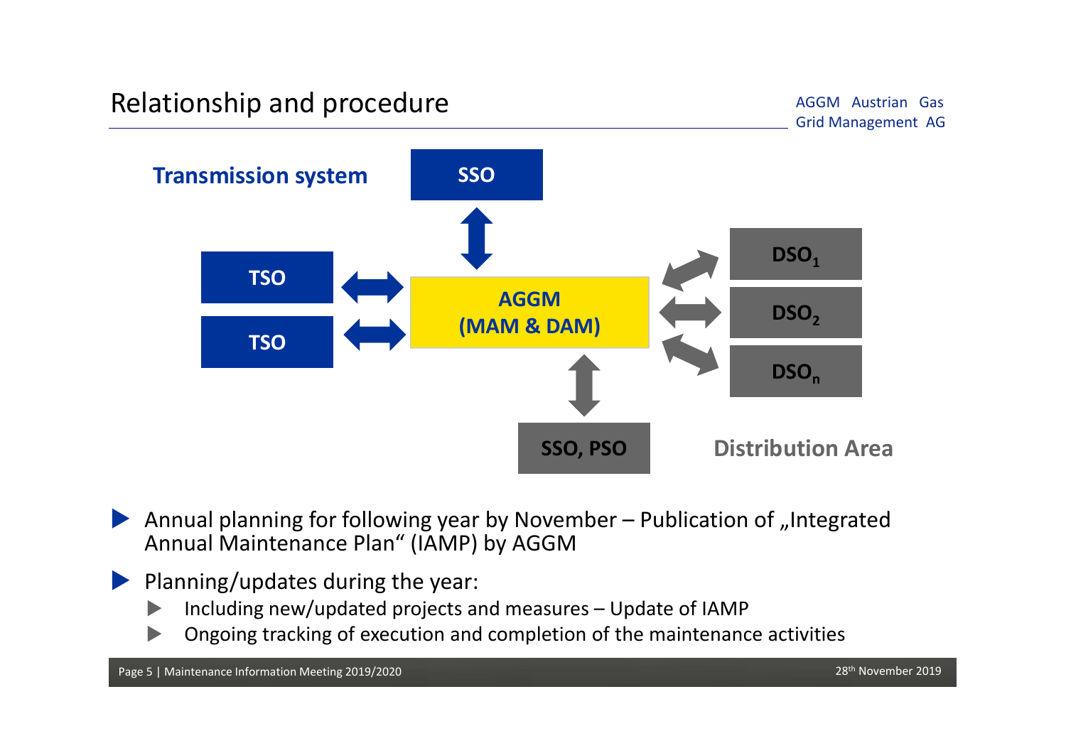# Relationship and procedure

AGGM Austrian Gas Grid Management AG

**Transmission system**

**SSO**

**TSO**

**TSO**

**AGGM (MAM & DAM)**

**$DSO_1$**

**$DSO_2$**

**$DSO_n$**

**SSO, PSO**

**Distribution Area**

- Annual planning for following year by November – Publication of „Integrated Annual Maintenance Plan“ (IAMP) by AGGM
- Planning/updates during the year:
  - Including new/updated projects and measures – Update of IAMP
  - Ongoing tracking of execution and completion of the maintenance activities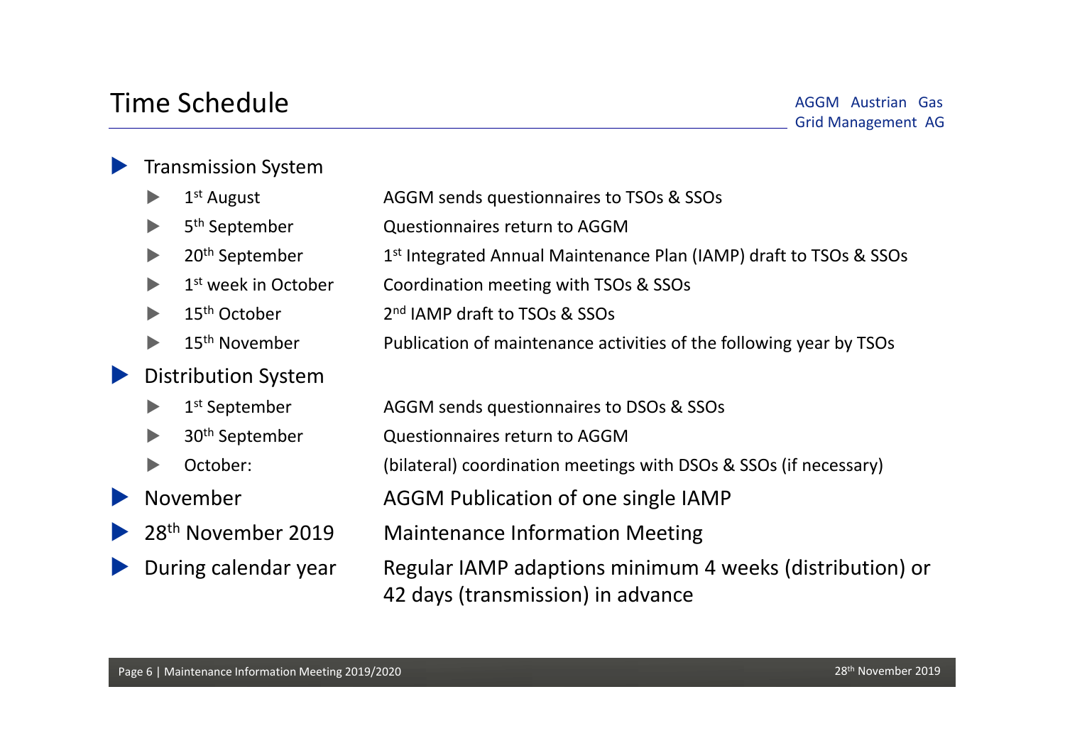# Time Schedule

- **Transmission System**
  - 1st August — AGGM sends questionnaires to TSOs & SSOs
  - 5th September — Questionnaires return to AGGM
  - 20th September — 1st Integrated Annual Maintenance Plan (IAMP) draft to TSOs & SSOs
  - 1st week in October — Coordination meeting with TSOs & SSOs
  - 15th October — 2nd IAMP draft to TSOs & SSOs
  - 15th November — Publication of maintenance activities of the following year by TSOs
- **Distribution System**
  - 1st September — AGGM sends questionnaires to DSOs & SSOs
  - 30th September — Questionnaires return to AGGM
  - October: — (bilateral) coordination meetings with DSOs & SSOs (if necessary)
- **November** — AGGM Publication of one single IAMP
- **28th November 2019** — Maintenance Information Meeting
- **During calendar year** — Regular IAMP adaptions minimum 4 weeks (distribution) or 42 days (transmission) in advance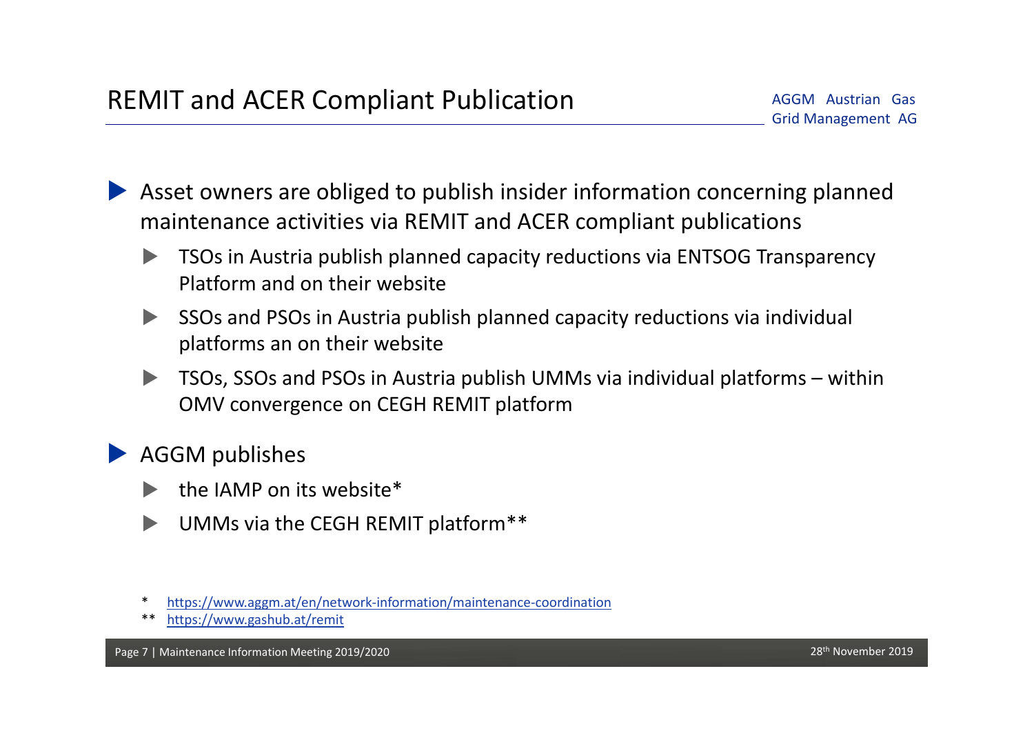# REMIT and ACER Compliant Publication

AGGM Austrian Gas Grid Management AG

- Asset owners are obliged to publish insider information concerning planned maintenance activities via REMIT and ACER compliant publications
  - TSOs in Austria publish planned capacity reductions via ENTSOG Transparency Platform and on their website
  - SSOs and PSOs in Austria publish planned capacity reductions via individual platforms an on their website
  - TSOs, SSOs and PSOs in Austria publish UMMs via individual platforms – within OMV convergence on CEGH REMIT platform
- AGGM publishes
  - the IAMP on its website*
  - UMMs via the CEGH REMIT platform**

\* https://www.aggm.at/en/network-information/maintenance-coordination

\*\* https://www.gashub.at/remit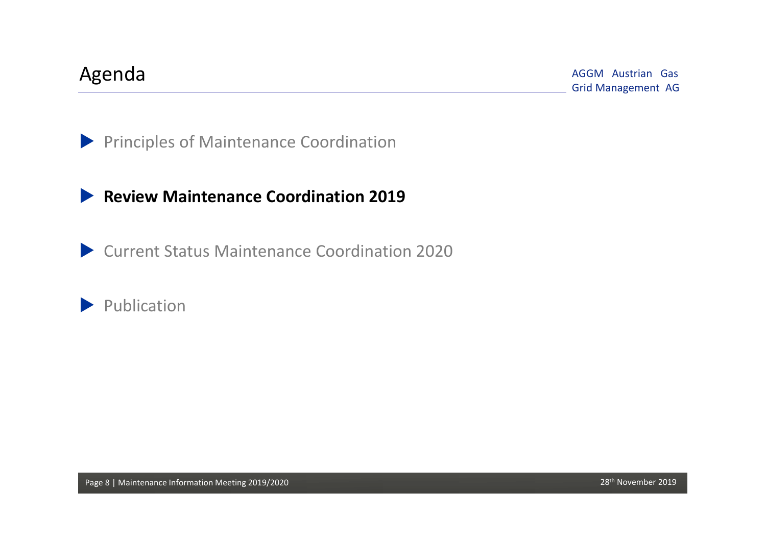# Agenda

AGGM Austrian Gas Grid Management AG

- Principles of Maintenance Coordination
- **Review Maintenance Coordination 2019**
- Current Status Maintenance Coordination 2020
- Publication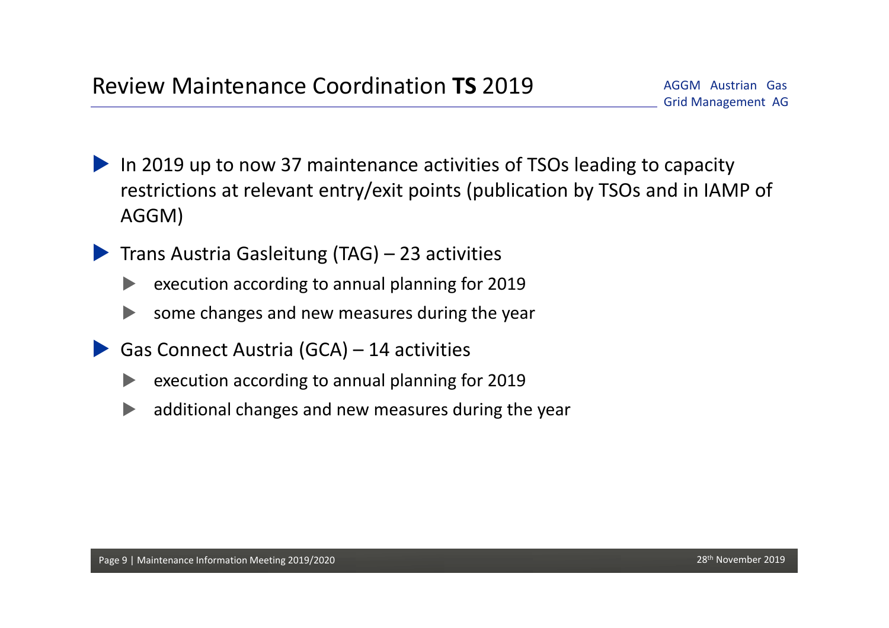# Review Maintenance Coordination **TS** 2019

- In 2019 up to now 37 maintenance activities of TSOs leading to capacity restrictions at relevant entry/exit points (publication by TSOs and in IAMP of AGGM)
- Trans Austria Gasleitung (TAG) – 23 activities
  - execution according to annual planning for 2019
  - some changes and new measures during the year
- Gas Connect Austria (GCA) – 14 activities
  - execution according to annual planning for 2019
  - additional changes and new measures during the year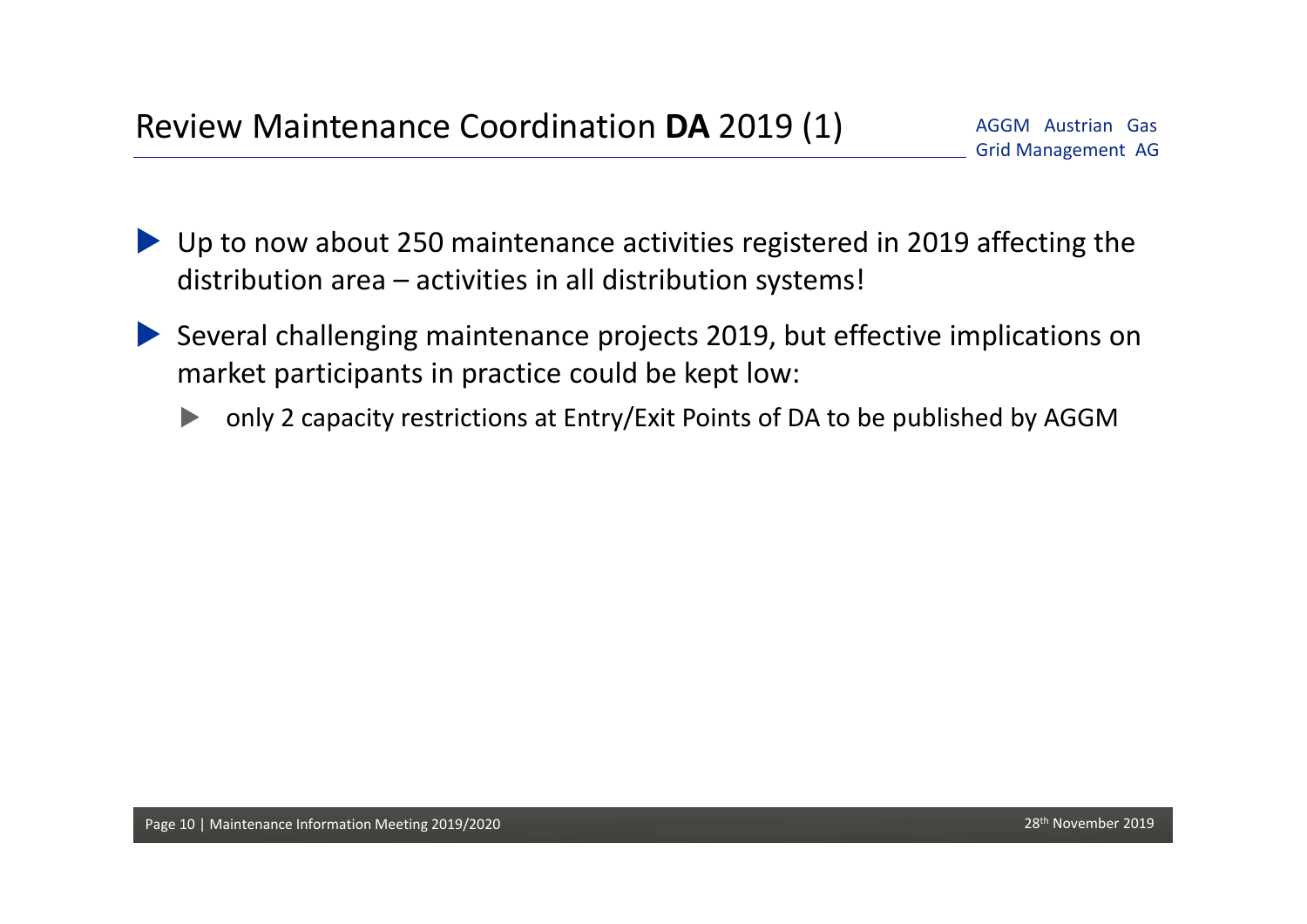# Review Maintenance Coordination **DA** 2019 (1)

- Up to now about 250 maintenance activities registered in 2019 affecting the distribution area – activities in all distribution systems!
- Several challenging maintenance projects 2019, but effective implications on market participants in practice could be kept low:
  - only 2 capacity restrictions at Entry/Exit Points of DA to be published by AGGM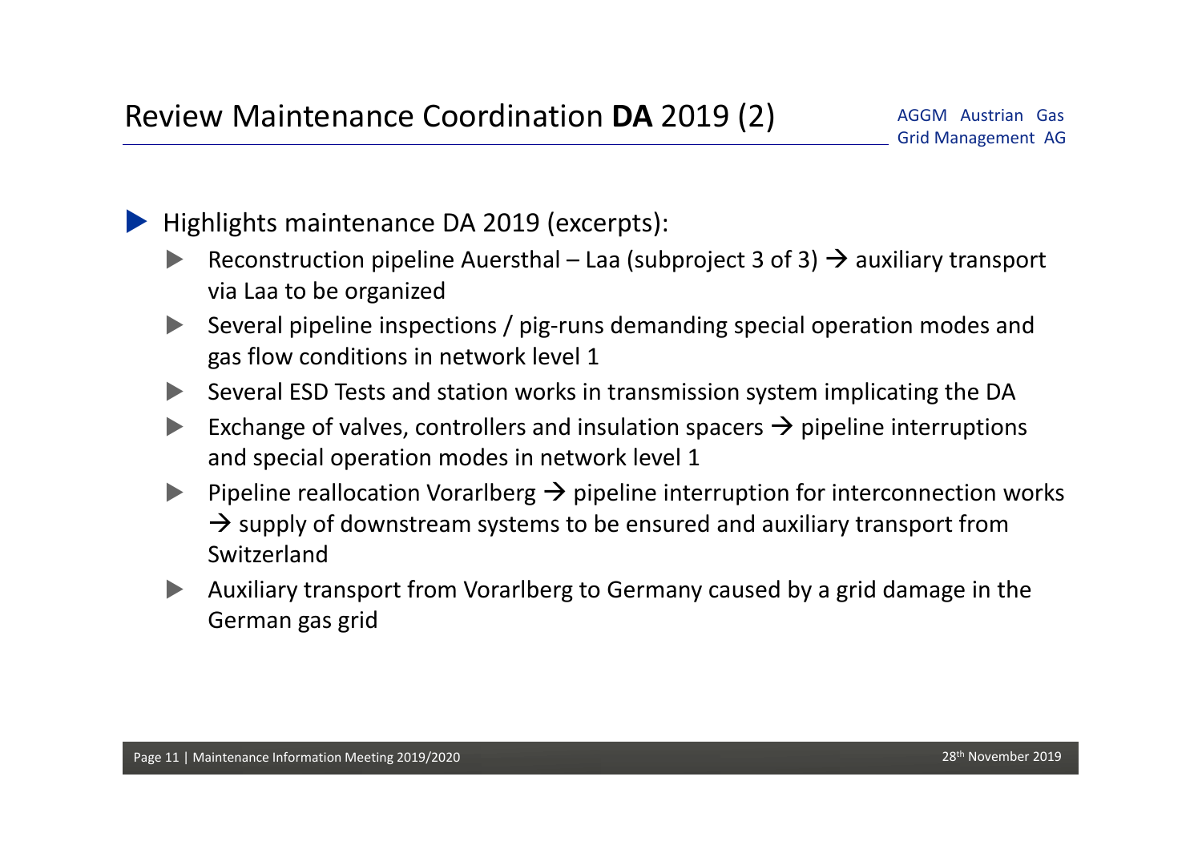# Review Maintenance Coordination **DA** 2019 (2)

- Highlights maintenance DA 2019 (excerpts):
  - Reconstruction pipeline Auersthal – Laa (subproject 3 of 3) → auxiliary transport via Laa to be organized
  - Several pipeline inspections / pig-runs demanding special operation modes and gas flow conditions in network level 1
  - Several ESD Tests and station works in transmission system implicating the DA
  - Exchange of valves, controllers and insulation spacers → pipeline interruptions and special operation modes in network level 1
  - Pipeline reallocation Vorarlberg → pipeline interruption for interconnection works → supply of downstream systems to be ensured and auxiliary transport from Switzerland
  - Auxiliary transport from Vorarlberg to Germany caused by a grid damage in the German gas grid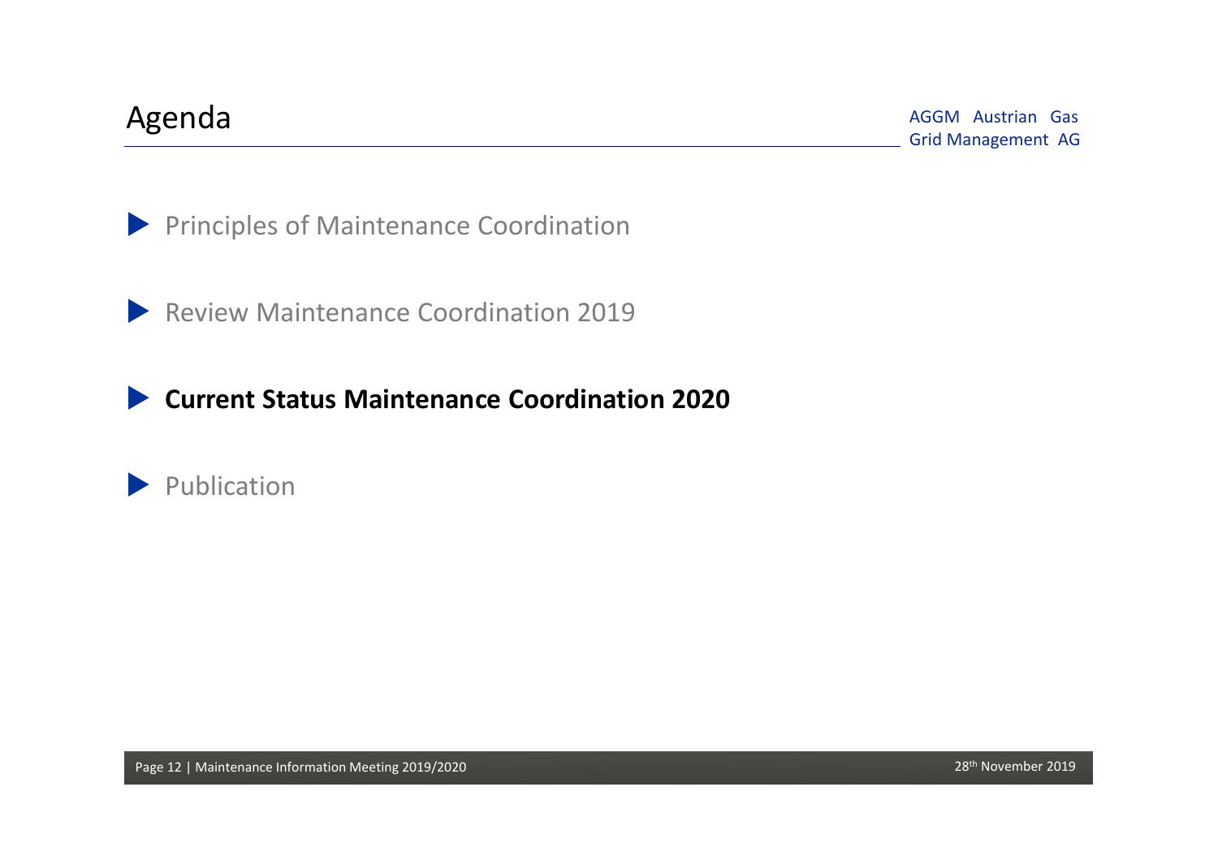# Agenda

- Principles of Maintenance Coordination
- Review Maintenance Coordination 2019
- **Current Status Maintenance Coordination 2020**
- Publication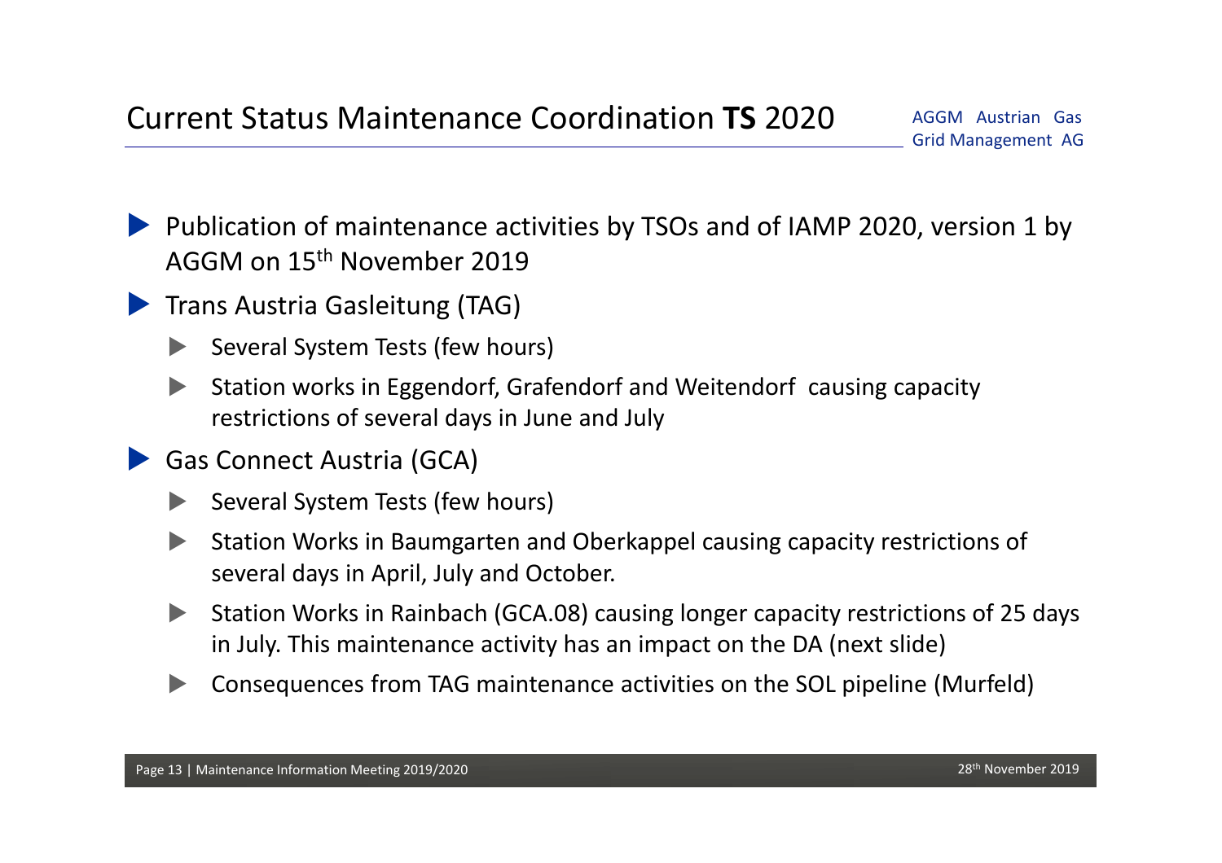# Current Status Maintenance Coordination **TS** 2020

AGGM Austrian Gas Grid Management AG

- Publication of maintenance activities by TSOs and of IAMP 2020, version 1 by AGGM on 15th November 2019
- Trans Austria Gasleitung (TAG)
  - Several System Tests (few hours)
  - Station works in Eggendorf, Grafendorf and Weitendorf causing capacity restrictions of several days in June and July
- Gas Connect Austria (GCA)
  - Several System Tests (few hours)
  - Station Works in Baumgarten and Oberkappel causing capacity restrictions of several days in April, July and October.
  - Station Works in Rainbach (GCA.08) causing longer capacity restrictions of 25 days in July. This maintenance activity has an impact on the DA (next slide)
  - Consequences from TAG maintenance activities on the SOL pipeline (Murfeld)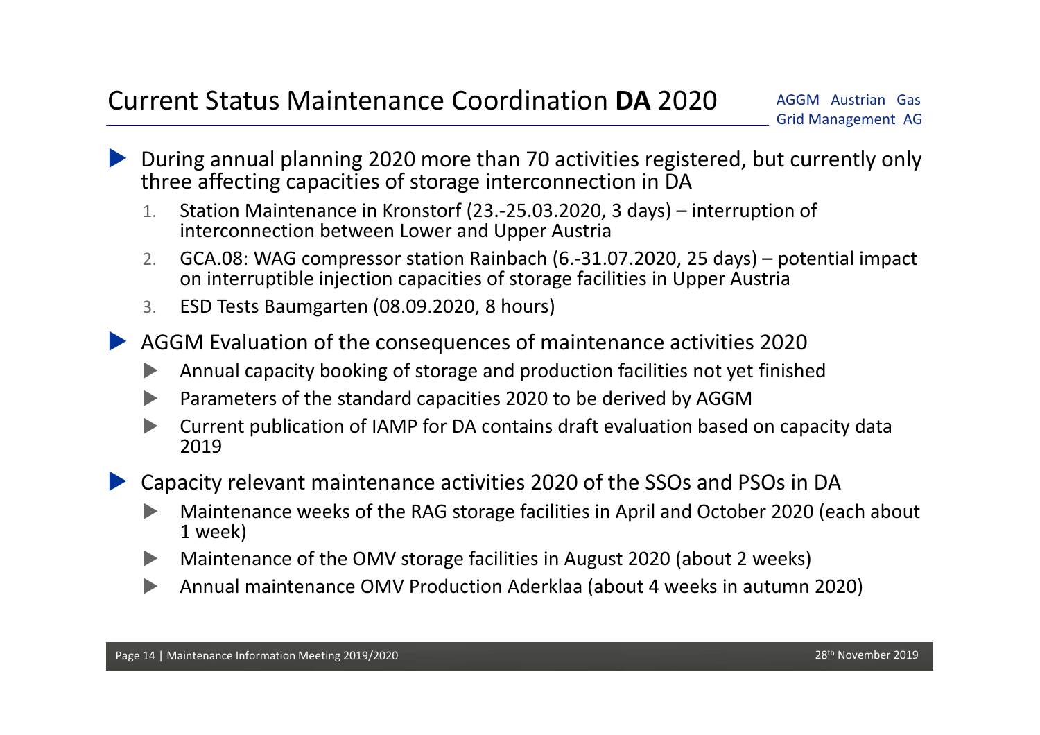# Current Status Maintenance Coordination **DA** 2020

AGGM Austrian Gas Grid Management AG

- During annual planning 2020 more than 70 activities registered, but currently only three affecting capacities of storage interconnection in DA
  1. Station Maintenance in Kronstorf (23.-25.03.2020, 3 days) – interruption of interconnection between Lower and Upper Austria
  2. GCA.08: WAG compressor station Rainbach (6.-31.07.2020, 25 days) – potential impact on interruptible injection capacities of storage facilities in Upper Austria
  3. ESD Tests Baumgarten (08.09.2020, 8 hours)
- AGGM Evaluation of the consequences of maintenance activities 2020
  - Annual capacity booking of storage and production facilities not yet finished
  - Parameters of the standard capacities 2020 to be derived by AGGM
  - Current publication of IAMP for DA contains draft evaluation based on capacity data 2019
- Capacity relevant maintenance activities 2020 of the SSOs and PSOs in DA
  - Maintenance weeks of the RAG storage facilities in April and October 2020 (each about 1 week)
  - Maintenance of the OMV storage facilities in August 2020 (about 2 weeks)
  - Annual maintenance OMV Production Aderklaa (about 4 weeks in autumn 2020)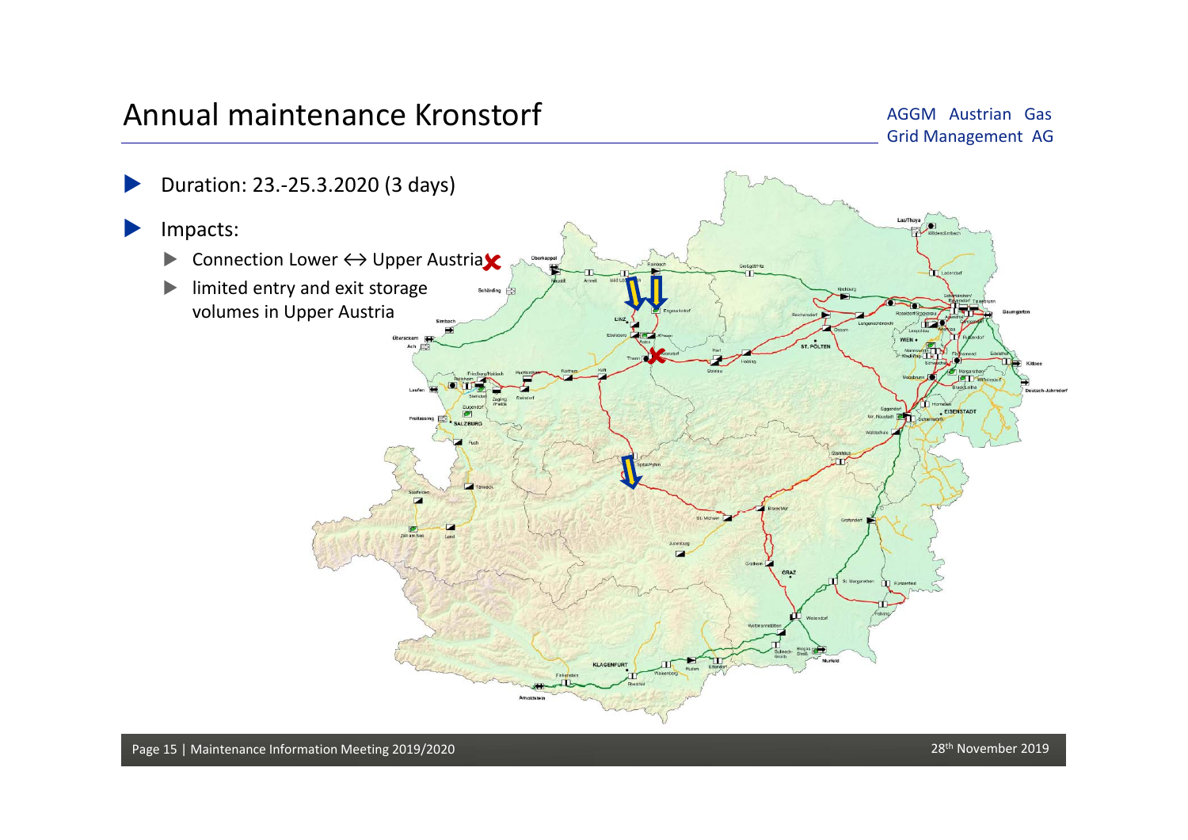# Annual maintenance Kronstorf

- Duration: 23.-25.3.2020 (3 days)
- Impacts:
  - Connection Lower ↔ Upper Austria ✗
  - limited entry and exit storage volumes in Upper Austria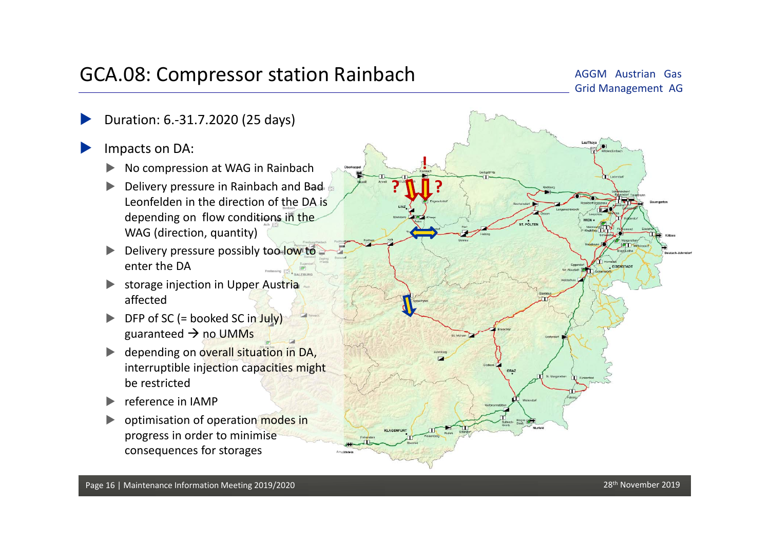# GCA.08: Compressor station Rainbach

AGGM Austrian Gas Grid Management AG

- Duration: 6.-31.7.2020 (25 days)
- Impacts on DA:
  - No compression at WAG in Rainbach
  - Delivery pressure in Rainbach and Bad Leonfelden in the direction of the DA is depending on flow conditions in the WAG (direction, quantity)
  - Delivery pressure possibly too low to enter the DA
  - storage injection in Upper Austria affected
  - DFP of SC (= booked SC in July) guaranteed → no UMMs
  - depending on overall situation in DA, interruptible injection capacities might be restricted
  - reference in IAMP
  - optimisation of operation modes in progress in order to minimise consequences for storages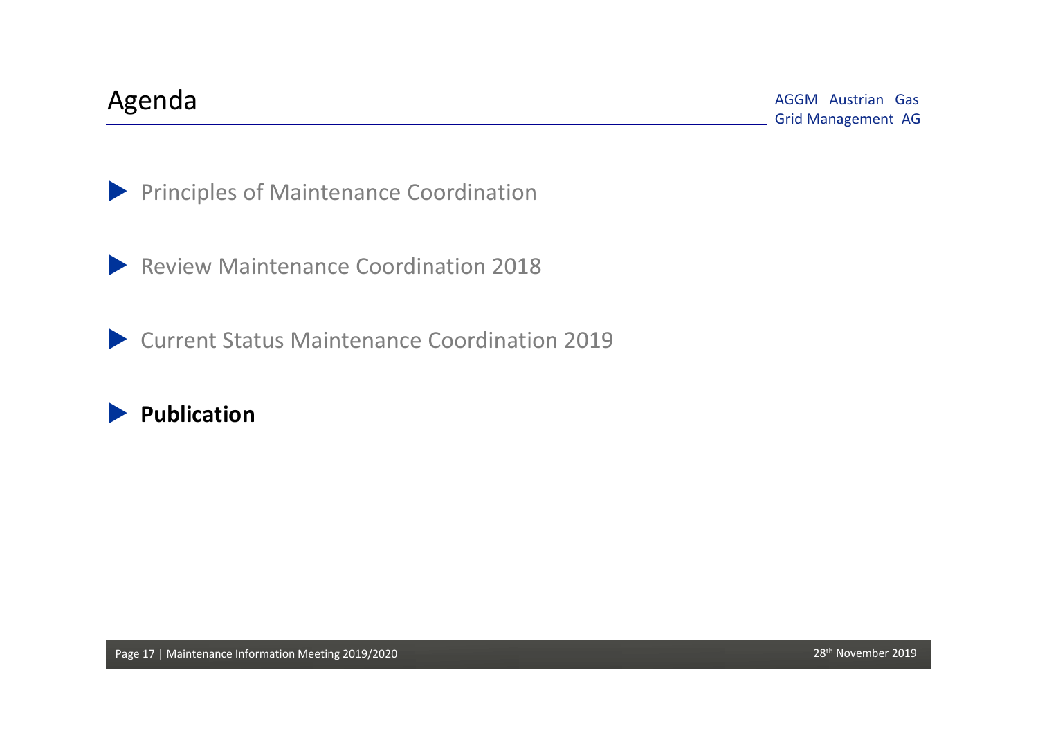# Agenda

AGGM Austrian Gas Grid Management AG

- Principles of Maintenance Coordination
- Review Maintenance Coordination 2018
- Current Status Maintenance Coordination 2019
- **Publication**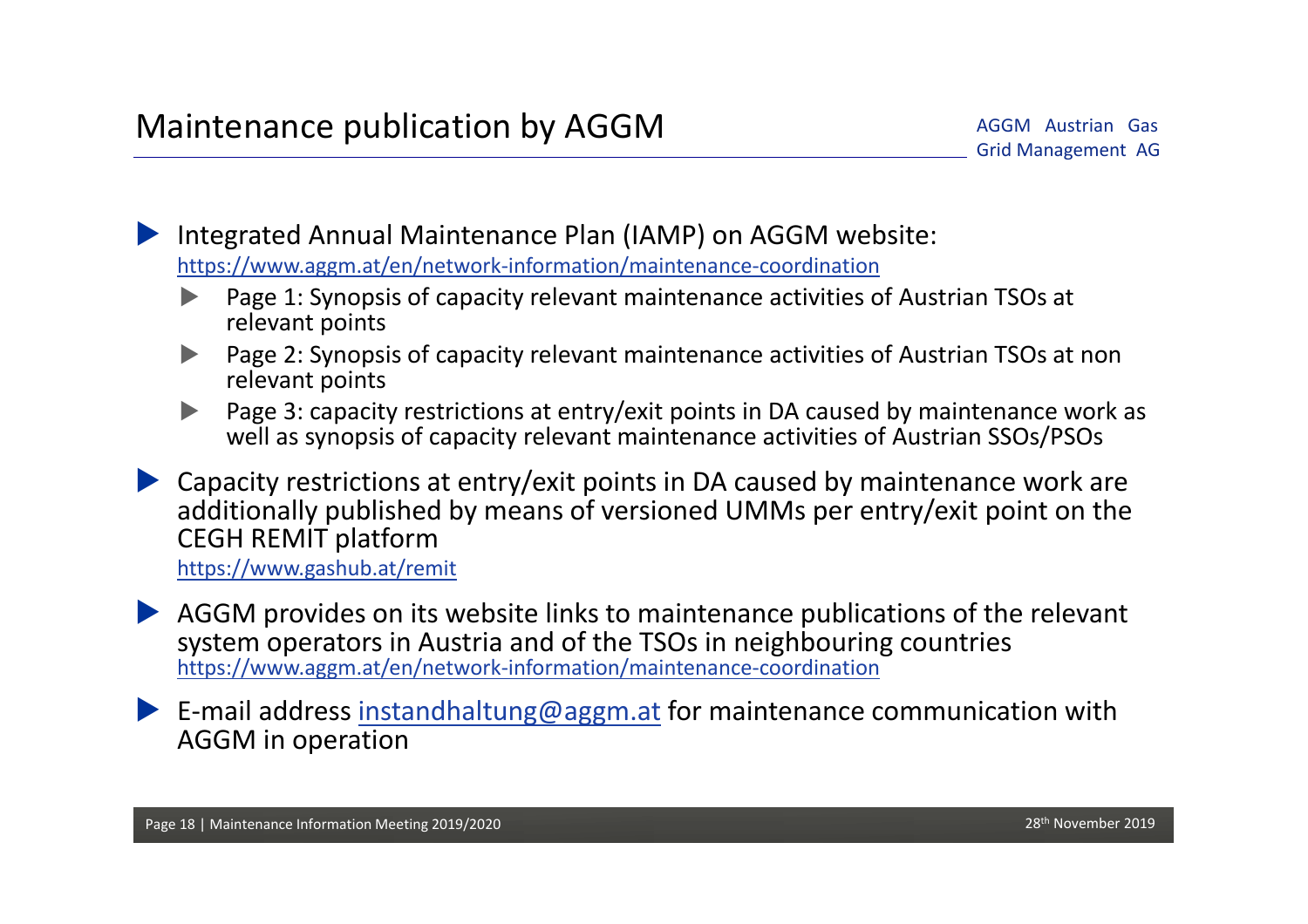# Maintenance publication by AGGM

AGGM Austrian Gas Grid Management AG

- Integrated Annual Maintenance Plan (IAMP) on AGGM website:
  https://www.aggm.at/en/network-information/maintenance-coordination
  - Page 1: Synopsis of capacity relevant maintenance activities of Austrian TSOs at relevant points
  - Page 2: Synopsis of capacity relevant maintenance activities of Austrian TSOs at non relevant points
  - Page 3: capacity restrictions at entry/exit points in DA caused by maintenance work as well as synopsis of capacity relevant maintenance activities of Austrian SSOs/PSOs
- Capacity restrictions at entry/exit points in DA caused by maintenance work are additionally published by means of versioned UMMs per entry/exit point on the CEGH REMIT platform
  https://www.gashub.at/remit
- AGGM provides on its website links to maintenance publications of the relevant system operators in Austria and of the TSOs in neighbouring countries
  https://www.aggm.at/en/network-information/maintenance-coordination
- E-mail address instandhaltung@aggm.at for maintenance communication with AGGM in operation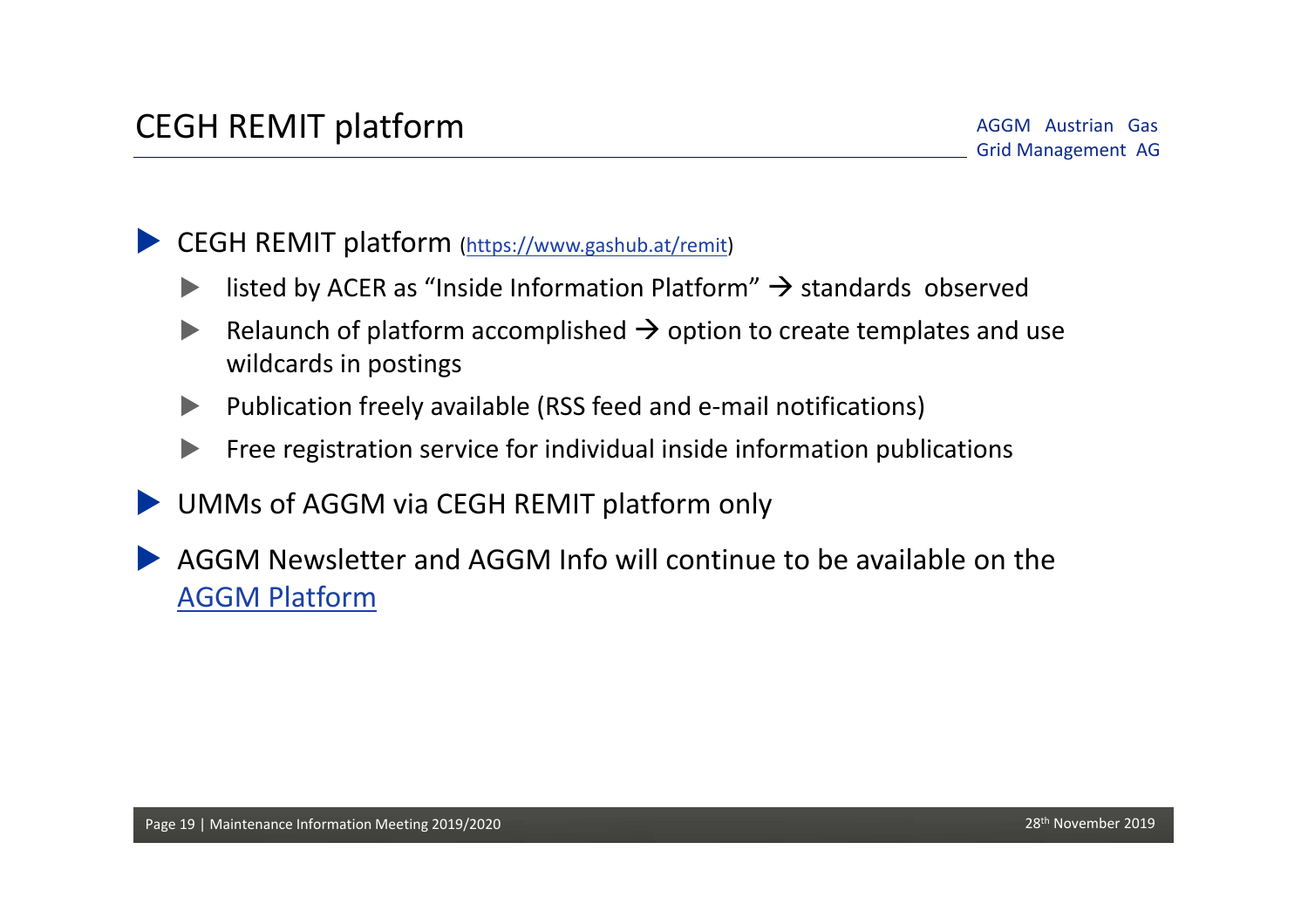# CEGH REMIT platform

- CEGH REMIT platform (https://www.gashub.at/remit)
  - listed by ACER as "Inside Information Platform" → standards observed
  - Relaunch of platform accomplished → option to create templates and use wildcards in postings
  - Publication freely available (RSS feed and e-mail notifications)
  - Free registration service for individual inside information publications
- UMMs of AGGM via CEGH REMIT platform only
- AGGM Newsletter and AGGM Info will continue to be available on the AGGM Platform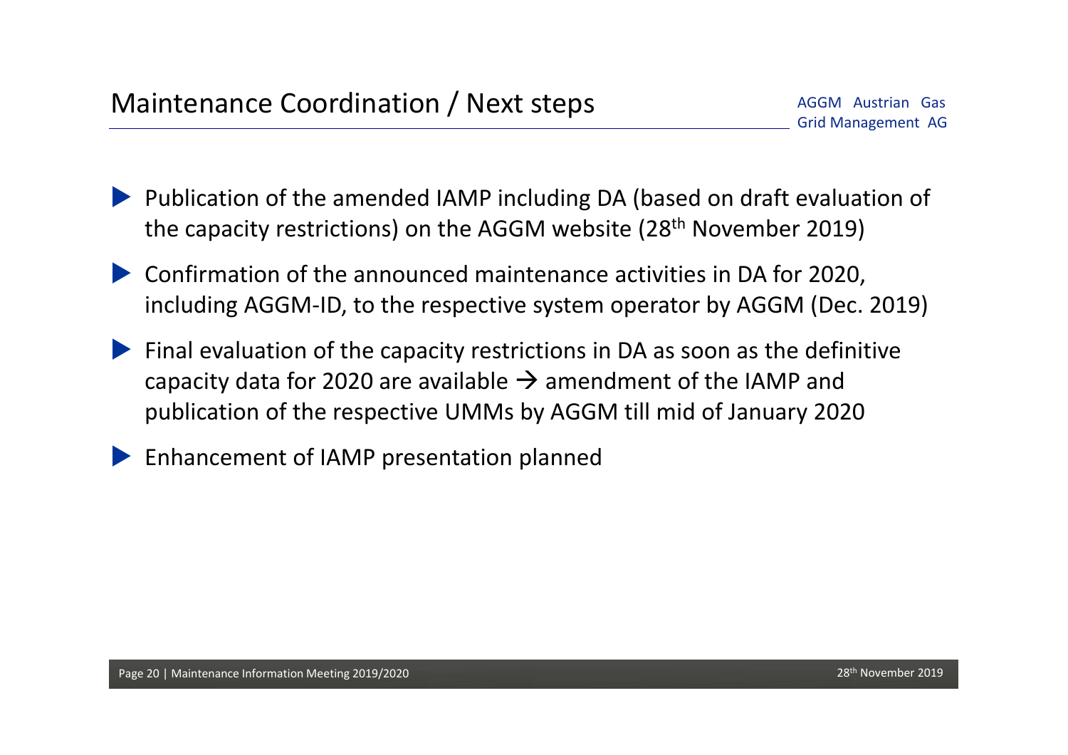# Maintenance Coordination / Next steps

AGGM Austrian Gas Grid Management AG

- Publication of the amended IAMP including DA (based on draft evaluation of the capacity restrictions) on the AGGM website (28th November 2019)
- Confirmation of the announced maintenance activities in DA for 2020, including AGGM-ID, to the respective system operator by AGGM (Dec. 2019)
- Final evaluation of the capacity restrictions in DA as soon as the definitive capacity data for 2020 are available → amendment of the IAMP and publication of the respective UMMs by AGGM till mid of January 2020
- Enhancement of IAMP presentation planned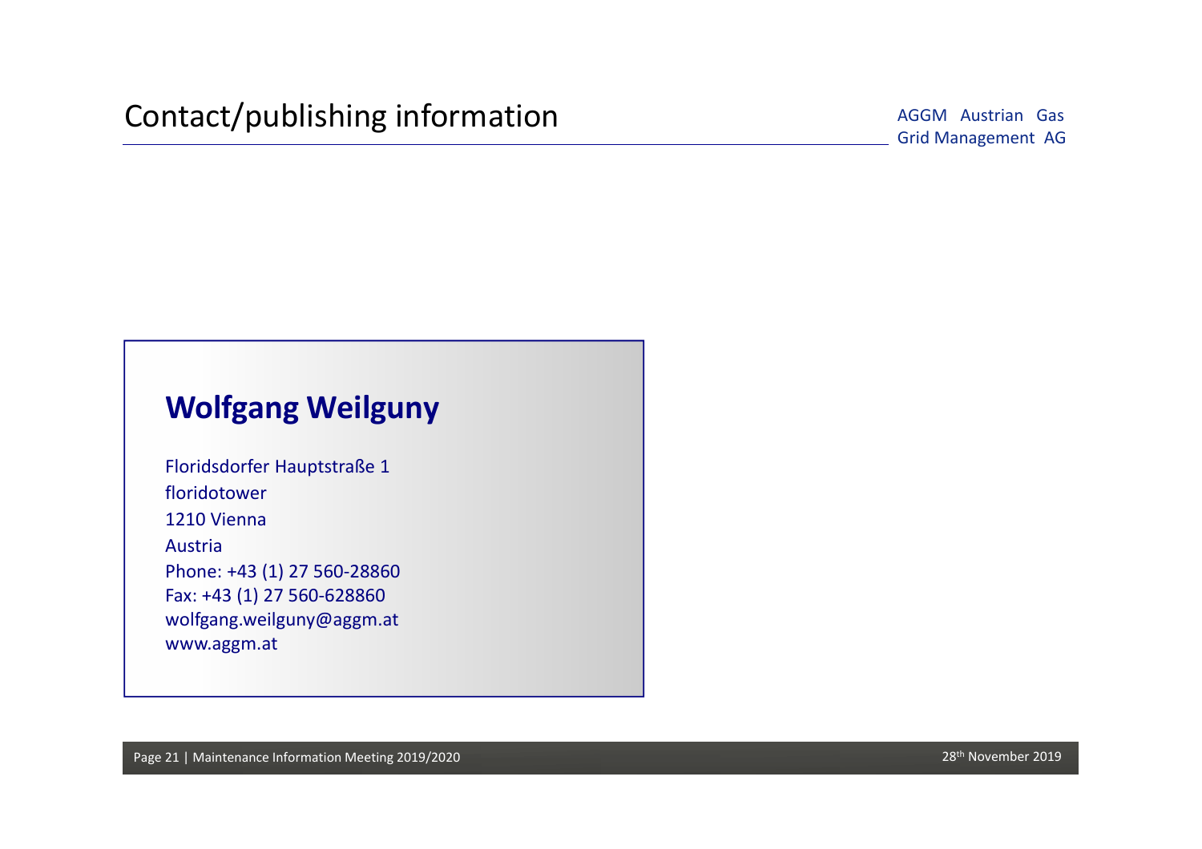# Contact/publishing information

AGGM Austrian Gas Grid Management AG

## Wolfgang Weilguny

Floridsdorfer Hauptstraße 1
floridotower
1210 Vienna
Austria
Phone: +43 (1) 27 560-28860
Fax: +43 (1) 27 560-628860
wolfgang.weilguny@aggm.at
www.aggm.at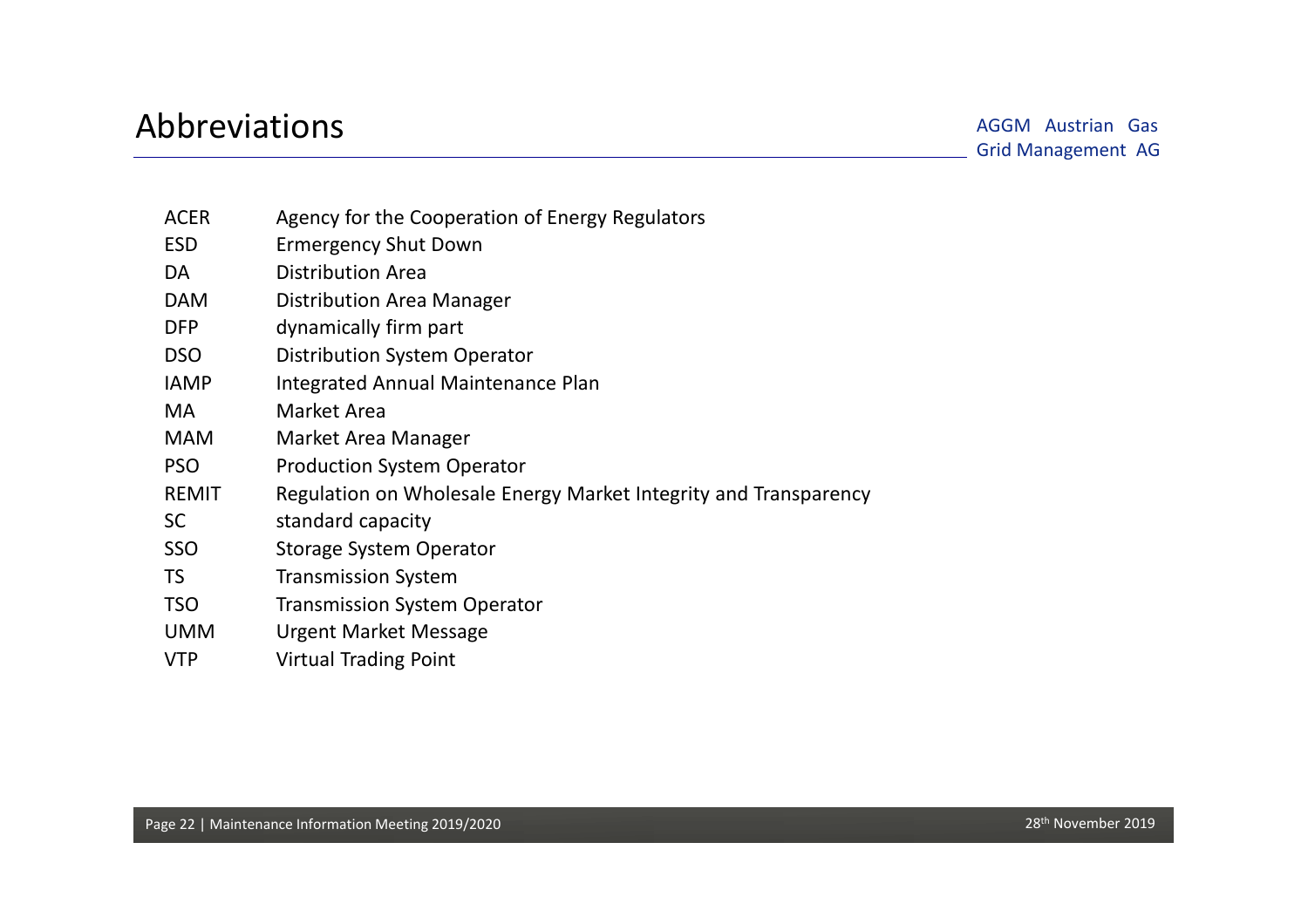# Abbreviations

| | |
|---|---|
| ACER | Agency for the Cooperation of Energy Regulators |
| ESD | Ermergency Shut Down |
| DA | Distribution Area |
| DAM | Distribution Area Manager |
| DFP | dynamically firm part |
| DSO | Distribution System Operator |
| IAMP | Integrated Annual Maintenance Plan |
| MA | Market Area |
| MAM | Market Area Manager |
| PSO | Production System Operator |
| REMIT | Regulation on Wholesale Energy Market Integrity and Transparency |
| SC | standard capacity |
| SSO | Storage System Operator |
| TS | Transmission System |
| TSO | Transmission System Operator |
| UMM | Urgent Market Message |
| VTP | Virtual Trading Point |